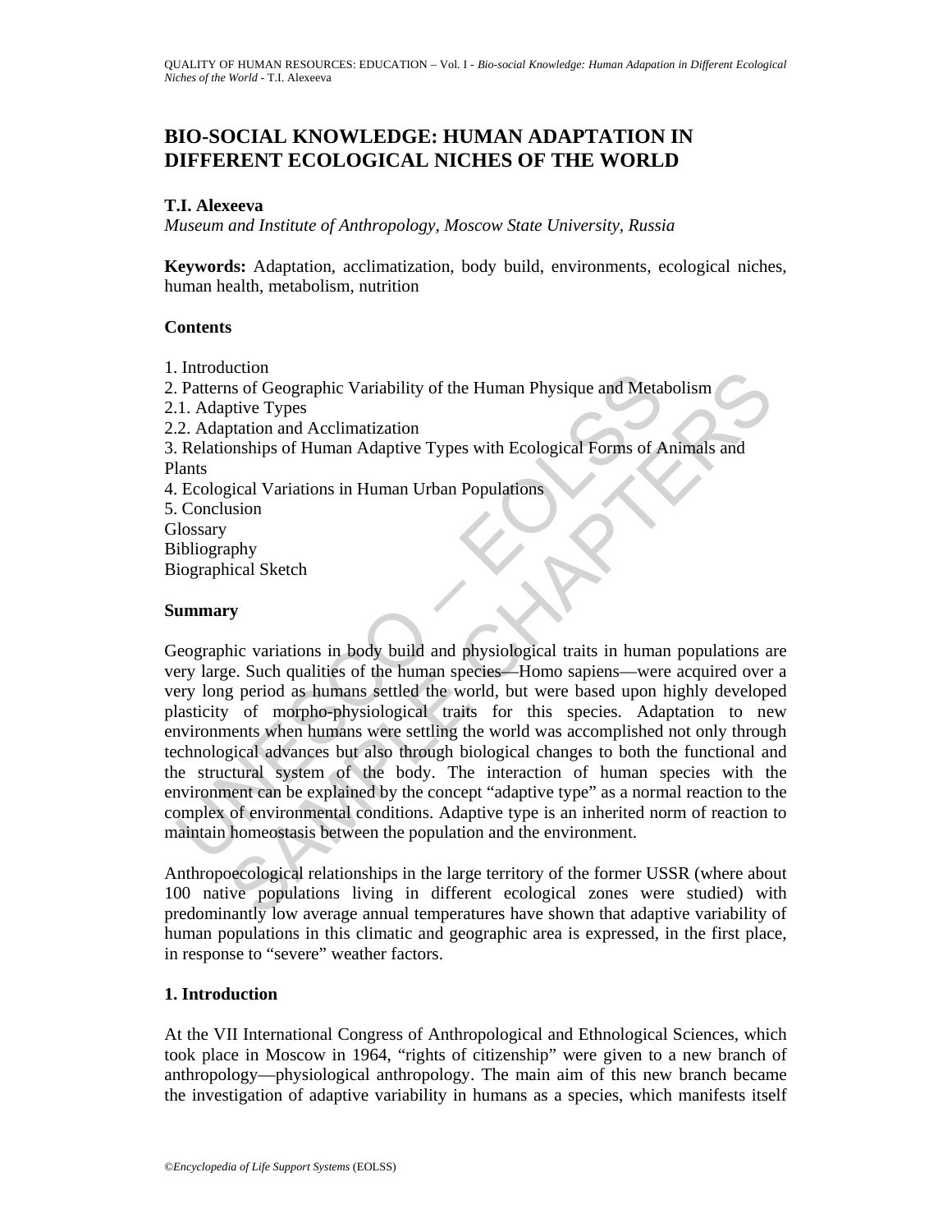# BIO-SOCIAL KNOWLEDGE: HUMAN ADAPTATION IN DIFFERENT ECOLOGICAL NICHES OF THE WORLD

**T.I. Alexeeva**

*Museum and Institute of Anthropology, Moscow State University, Russia*

**Keywords:** Adaptation, acclimatization, body build, environments, ecological niches, human health, metabolism, nutrition

**Contents**

1. Introduction
2. Patterns of Geographic Variability of the Human Physique and Metabolism
2.1. Adaptive Types
2.2. Adaptation and Acclimatization
3. Relationships of Human Adaptive Types with Ecological Forms of Animals and Plants
4. Ecological Variations in Human Urban Populations
5. Conclusion

Glossary
Bibliography
Biographical Sketch

**Summary**

Geographic variations in body build and physiological traits in human populations are very large. Such qualities of the human species—Homo sapiens—were acquired over a very long period as humans settled the world, but were based upon highly developed plasticity of morpho-physiological traits for this species. Adaptation to new environments when humans were settling the world was accomplished not only through technological advances but also through biological changes to both the functional and the structural system of the body. The interaction of human species with the environment can be explained by the concept "adaptive type" as a normal reaction to the complex of environmental conditions. Adaptive type is an inherited norm of reaction to maintain homeostasis between the population and the environment.

Anthropoecological relationships in the large territory of the former USSR (where about 100 native populations living in different ecological zones were studied) with predominantly low average annual temperatures have shown that adaptive variability of human populations in this climatic and geographic area is expressed, in the first place, in response to "severe" weather factors.

## 1. Introduction

At the VII International Congress of Anthropological and Ethnological Sciences, which took place in Moscow in 1964, "rights of citizenship" were given to a new branch of anthropology—physiological anthropology. The main aim of this new branch became the investigation of adaptive variability in humans as a species, which manifests itself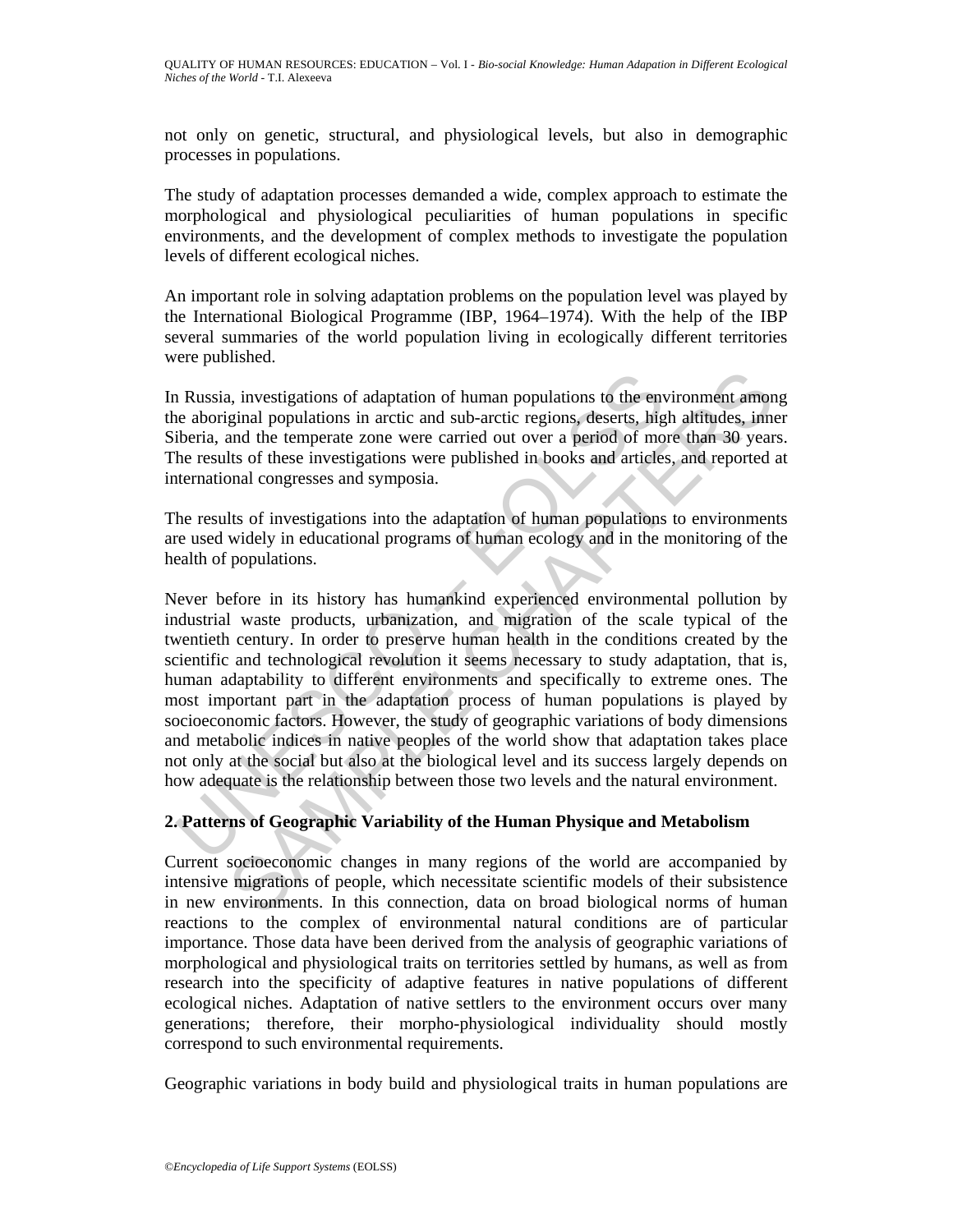not only on genetic, structural, and physiological levels, but also in demographic processes in populations.

The study of adaptation processes demanded a wide, complex approach to estimate the morphological and physiological peculiarities of human populations in specific environments, and the development of complex methods to investigate the population levels of different ecological niches.

An important role in solving adaptation problems on the population level was played by the International Biological Programme (IBP, 1964–1974). With the help of the IBP several summaries of the world population living in ecologically different territories were published.

In Russia, investigations of adaptation of human populations to the environment among the aboriginal populations in arctic and sub-arctic regions, deserts, high altitudes, inner Siberia, and the temperate zone were carried out over a period of more than 30 years. The results of these investigations were published in books and articles, and reported at international congresses and symposia.

The results of investigations into the adaptation of human populations to environments are used widely in educational programs of human ecology and in the monitoring of the health of populations.

Never before in its history has humankind experienced environmental pollution by industrial waste products, urbanization, and migration of the scale typical of the twentieth century. In order to preserve human health in the conditions created by the scientific and technological revolution it seems necessary to study adaptation, that is, human adaptability to different environments and specifically to extreme ones. The most important part in the adaptation process of human populations is played by socioeconomic factors. However, the study of geographic variations of body dimensions and metabolic indices in native peoples of the world show that adaptation takes place not only at the social but also at the biological level and its success largely depends on how adequate is the relationship between those two levels and the natural environment.

## 2. Patterns of Geographic Variability of the Human Physique and Metabolism

Current socioeconomic changes in many regions of the world are accompanied by intensive migrations of people, which necessitate scientific models of their subsistence in new environments. In this connection, data on broad biological norms of human reactions to the complex of environmental natural conditions are of particular importance. Those data have been derived from the analysis of geographic variations of morphological and physiological traits on territories settled by humans, as well as from research into the specificity of adaptive features in native populations of different ecological niches. Adaptation of native settlers to the environment occurs over many generations; therefore, their morpho-physiological individuality should mostly correspond to such environmental requirements.

Geographic variations in body build and physiological traits in human populations are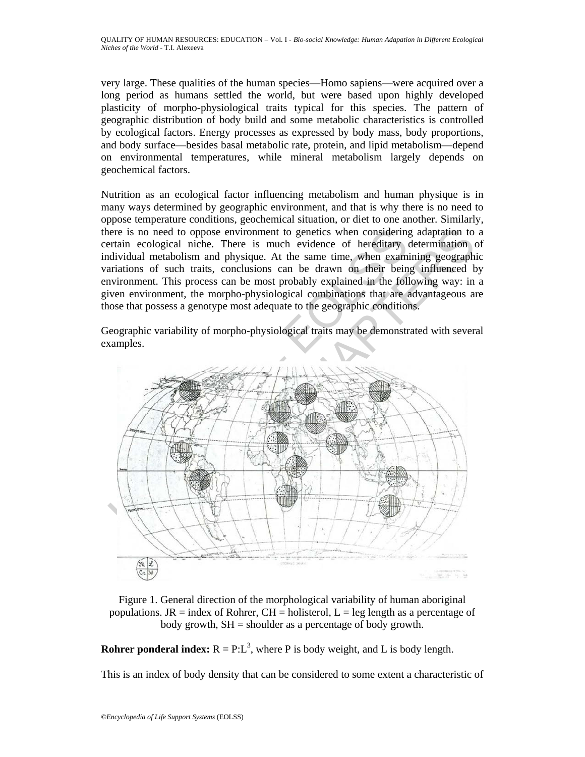very large. These qualities of the human species—Homo sapiens—were acquired over a long period as humans settled the world, but were based upon highly developed plasticity of morpho-physiological traits typical for this species. The pattern of geographic distribution of body build and some metabolic characteristics is controlled by ecological factors. Energy processes as expressed by body mass, body proportions, and body surface—besides basal metabolic rate, protein, and lipid metabolism—depend on environmental temperatures, while mineral metabolism largely depends on geochemical factors.

Nutrition as an ecological factor influencing metabolism and human physique is in many ways determined by geographic environment, and that is why there is no need to oppose temperature conditions, geochemical situation, or diet to one another. Similarly, there is no need to oppose environment to genetics when considering adaptation to a certain ecological niche. There is much evidence of hereditary determination of individual metabolism and physique. At the same time, when examining geographic variations of such traits, conclusions can be drawn on their being influenced by environment. This process can be most probably explained in the following way: in a given environment, the morpho-physiological combinations that are advantageous are those that possess a genotype most adequate to the geographic conditions.

Geographic variability of morpho-physiological traits may be demonstrated with several examples.

Figure 1. General direction of the morphological variability of human aboriginal populations. JR = index of Rohrer, CH = holisterol, L = leg length as a percentage of body growth, SH = shoulder as a percentage of body growth.

**Rohrer ponderal index:** $R = P:L^3$, where P is body weight, and L is body length.

This is an index of body density that can be considered to some extent a characteristic of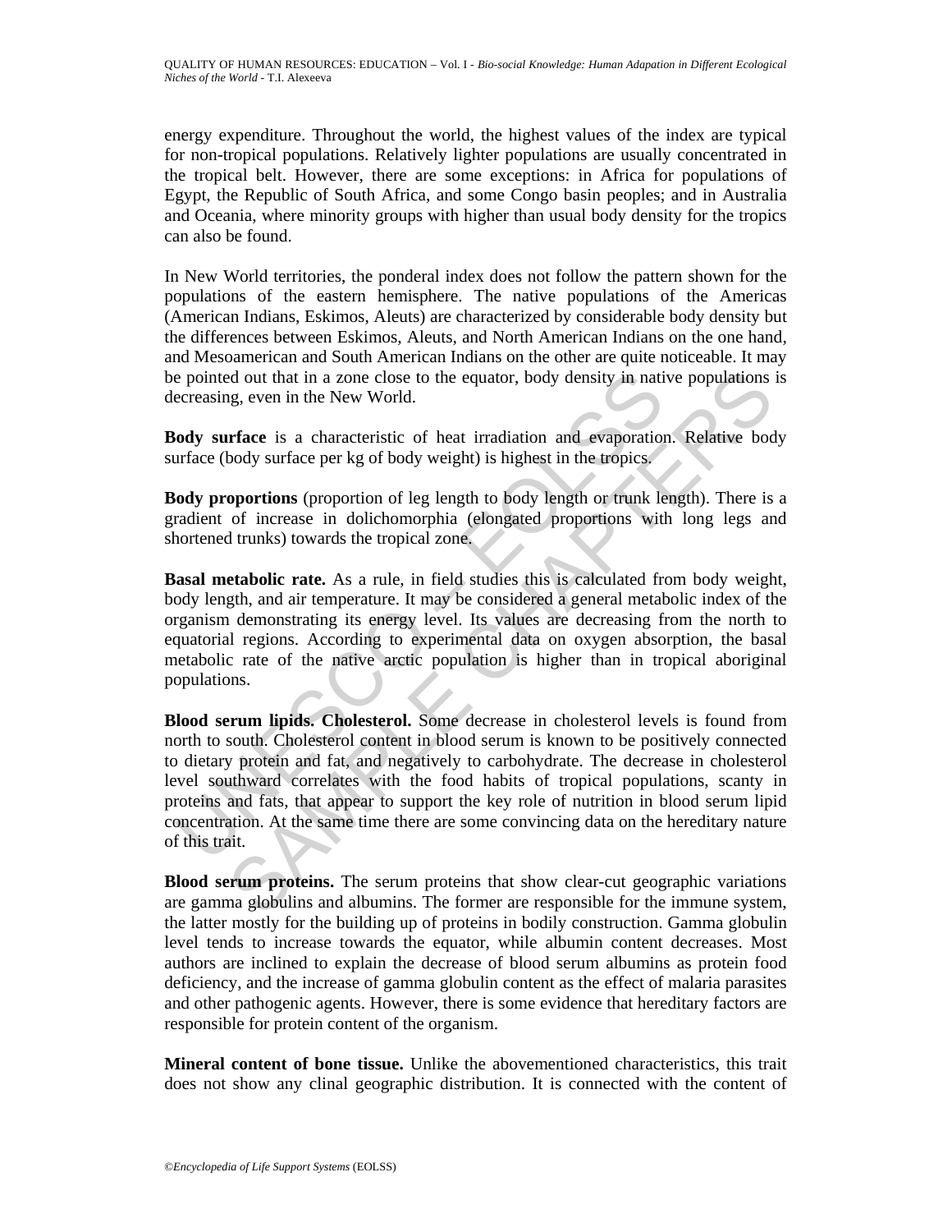energy expenditure. Throughout the world, the highest values of the index are typical for non-tropical populations. Relatively lighter populations are usually concentrated in the tropical belt. However, there are some exceptions: in Africa for populations of Egypt, the Republic of South Africa, and some Congo basin peoples; and in Australia and Oceania, where minority groups with higher than usual body density for the tropics can also be found.

In New World territories, the ponderal index does not follow the pattern shown for the populations of the eastern hemisphere. The native populations of the Americas (American Indians, Eskimos, Aleuts) are characterized by considerable body density but the differences between Eskimos, Aleuts, and North American Indians on the one hand, and Mesoamerican and South American Indians on the other are quite noticeable. It may be pointed out that in a zone close to the equator, body density in native populations is decreasing, even in the New World.

**Body surface** is a characteristic of heat irradiation and evaporation. Relative body surface (body surface per kg of body weight) is highest in the tropics.

**Body proportions** (proportion of leg length to body length or trunk length). There is a gradient of increase in dolichomorphia (elongated proportions with long legs and shortened trunks) towards the tropical zone.

**Basal metabolic rate.** As a rule, in field studies this is calculated from body weight, body length, and air temperature. It may be considered a general metabolic index of the organism demonstrating its energy level. Its values are decreasing from the north to equatorial regions. According to experimental data on oxygen absorption, the basal metabolic rate of the native arctic population is higher than in tropical aboriginal populations.

**Blood serum lipids. Cholesterol.** Some decrease in cholesterol levels is found from north to south. Cholesterol content in blood serum is known to be positively connected to dietary protein and fat, and negatively to carbohydrate. The decrease in cholesterol level southward correlates with the food habits of tropical populations, scanty in proteins and fats, that appear to support the key role of nutrition in blood serum lipid concentration. At the same time there are some convincing data on the hereditary nature of this trait.

**Blood serum proteins.** The serum proteins that show clear-cut geographic variations are gamma globulins and albumins. The former are responsible for the immune system, the latter mostly for the building up of proteins in bodily construction. Gamma globulin level tends to increase towards the equator, while albumin content decreases. Most authors are inclined to explain the decrease of blood serum albumins as protein food deficiency, and the increase of gamma globulin content as the effect of malaria parasites and other pathogenic agents. However, there is some evidence that hereditary factors are responsible for protein content of the organism.

**Mineral content of bone tissue.** Unlike the abovementioned characteristics, this trait does not show any clinal geographic distribution. It is connected with the content of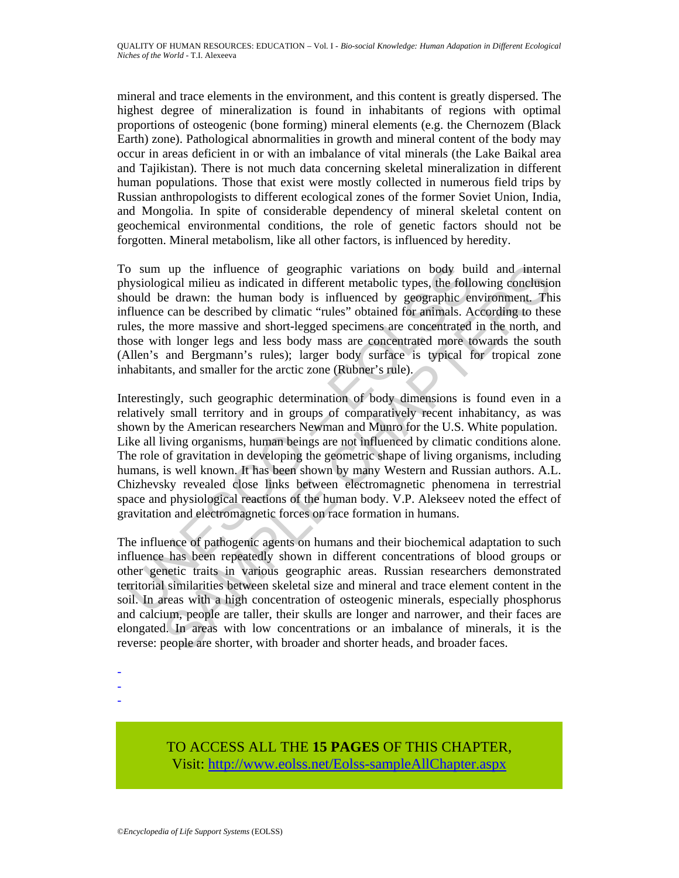mineral and trace elements in the environment, and this content is greatly dispersed. The highest degree of mineralization is found in inhabitants of regions with optimal proportions of osteogenic (bone forming) mineral elements (e.g. the Chernozem (Black Earth) zone). Pathological abnormalities in growth and mineral content of the body may occur in areas deficient in or with an imbalance of vital minerals (the Lake Baikal area and Tajikistan). There is not much data concerning skeletal mineralization in different human populations. Those that exist were mostly collected in numerous field trips by Russian anthropologists to different ecological zones of the former Soviet Union, India, and Mongolia. In spite of considerable dependency of mineral skeletal content on geochemical environmental conditions, the role of genetic factors should not be forgotten. Mineral metabolism, like all other factors, is influenced by heredity.

To sum up the influence of geographic variations on body build and internal physiological milieu as indicated in different metabolic types, the following conclusion should be drawn: the human body is influenced by geographic environment. This influence can be described by climatic "rules" obtained for animals. According to these rules, the more massive and short-legged specimens are concentrated in the north, and those with longer legs and less body mass are concentrated more towards the south (Allen's and Bergmann's rules); larger body surface is typical for tropical zone inhabitants, and smaller for the arctic zone (Rubner's rule).

Interestingly, such geographic determination of body dimensions is found even in a relatively small territory and in groups of comparatively recent inhabitancy, as was shown by the American researchers Newman and Munro for the U.S. White population. Like all living organisms, human beings are not influenced by climatic conditions alone. The role of gravitation in developing the geometric shape of living organisms, including humans, is well known. It has been shown by many Western and Russian authors. A.L. Chizhevsky revealed close links between electromagnetic phenomena in terrestrial space and physiological reactions of the human body. V.P. Alekseev noted the effect of gravitation and electromagnetic forces on race formation in humans.

The influence of pathogenic agents on humans and their biochemical adaptation to such influence has been repeatedly shown in different concentrations of blood groups or other genetic traits in various geographic areas. Russian researchers demonstrated territorial similarities between skeletal size and mineral and trace element content in the soil. In areas with a high concentration of osteogenic minerals, especially phosphorus and calcium, people are taller, their skulls are longer and narrower, and their faces are elongated. In areas with low concentrations or an imbalance of minerals, it is the reverse: people are shorter, with broader and shorter heads, and broader faces.

-
-
-

TO ACCESS ALL THE **15 PAGES** OF THIS CHAPTER,
Visit: http://www.eolss.net/Eolss-sampleAllChapter.aspx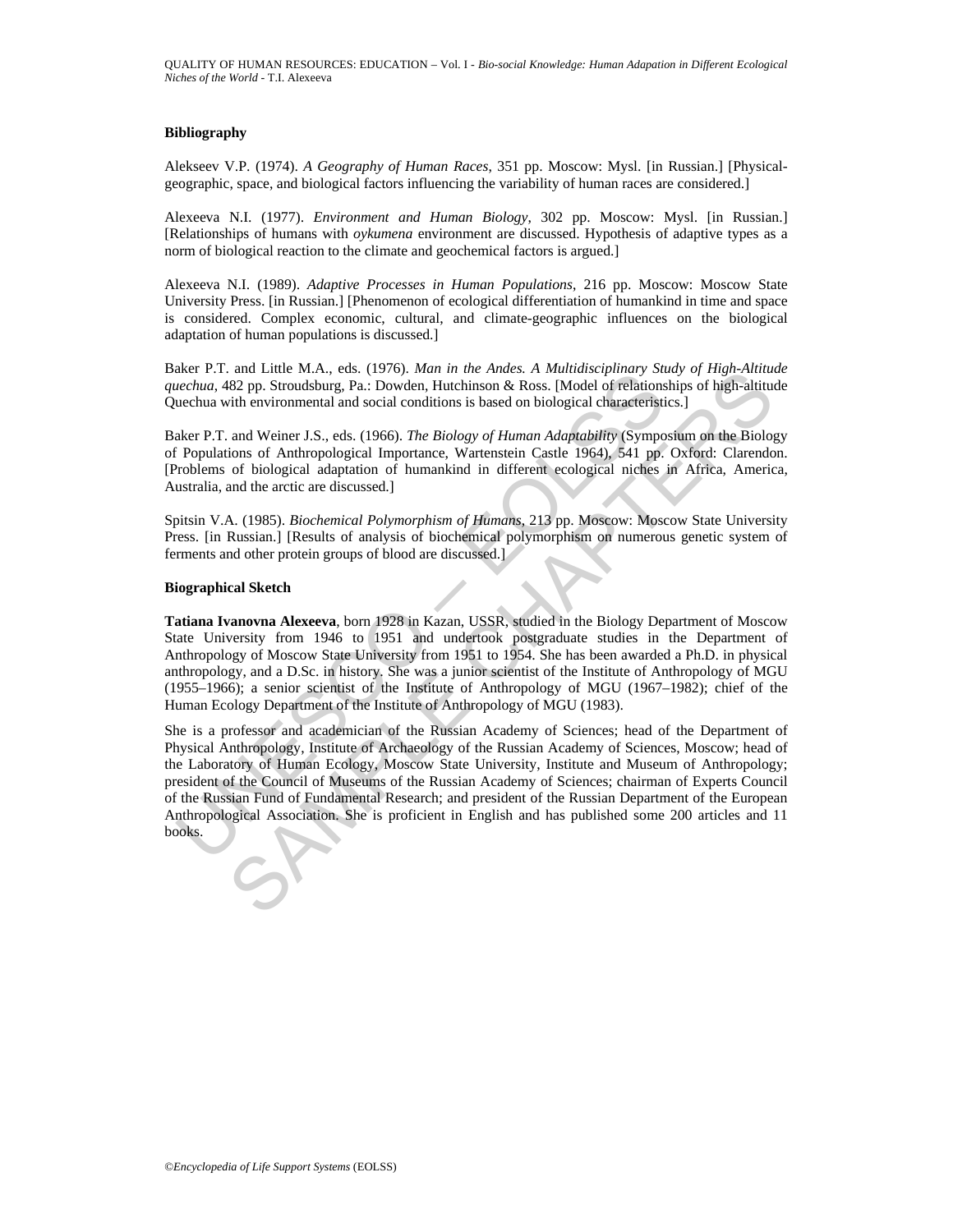### Bibliography

Alekseev V.P. (1974). *A Geography of Human Races*, 351 pp. Moscow: Mysl. [in Russian.] [Physical-geographic, space, and biological factors influencing the variability of human races are considered.]

Alexeeva N.I. (1977). *Environment and Human Biology*, 302 pp. Moscow: Mysl. [in Russian.] [Relationships of humans with *oykumena* environment are discussed. Hypothesis of adaptive types as a norm of biological reaction to the climate and geochemical factors is argued.]

Alexeeva N.I. (1989). *Adaptive Processes in Human Populations*, 216 pp. Moscow: Moscow State University Press. [in Russian.] [Phenomenon of ecological differentiation of humankind in time and space is considered. Complex economic, cultural, and climate-geographic influences on the biological adaptation of human populations is discussed.]

Baker P.T. and Little M.A., eds. (1976). *Man in the Andes. A Multidisciplinary Study of High-Altitude quechua*, 482 pp. Stroudsburg, Pa.: Dowden, Hutchinson & Ross. [Model of relationships of high-altitude Quechua with environmental and social conditions is based on biological characteristics.]

Baker P.T. and Weiner J.S., eds. (1966). *The Biology of Human Adaptability* (Symposium on the Biology of Populations of Anthropological Importance, Wartenstein Castle 1964), 541 pp. Oxford: Clarendon. [Problems of biological adaptation of humankind in different ecological niches in Africa, America, Australia, and the arctic are discussed.]

Spitsin V.A. (1985). *Biochemical Polymorphism of Humans*, 213 pp. Moscow: Moscow State University Press. [in Russian.] [Results of analysis of biochemical polymorphism on numerous genetic system of ferments and other protein groups of blood are discussed.]

### Biographical Sketch

**Tatiana Ivanovna Alexeeva**, born 1928 in Kazan, USSR, studied in the Biology Department of Moscow State University from 1946 to 1951 and undertook postgraduate studies in the Department of Anthropology of Moscow State University from 1951 to 1954. She has been awarded a Ph.D. in physical anthropology, and a D.Sc. in history. She was a junior scientist of the Institute of Anthropology of MGU (1955–1966); a senior scientist of the Institute of Anthropology of MGU (1967–1982); chief of the Human Ecology Department of the Institute of Anthropology of MGU (1983).

She is a professor and academician of the Russian Academy of Sciences; head of the Department of Physical Anthropology, Institute of Archaeology of the Russian Academy of Sciences, Moscow; head of the Laboratory of Human Ecology, Moscow State University, Institute and Museum of Anthropology; president of the Council of Museums of the Russian Academy of Sciences; chairman of Experts Council of the Russian Fund of Fundamental Research; and president of the Russian Department of the European Anthropological Association. She is proficient in English and has published some 200 articles and 11 books.